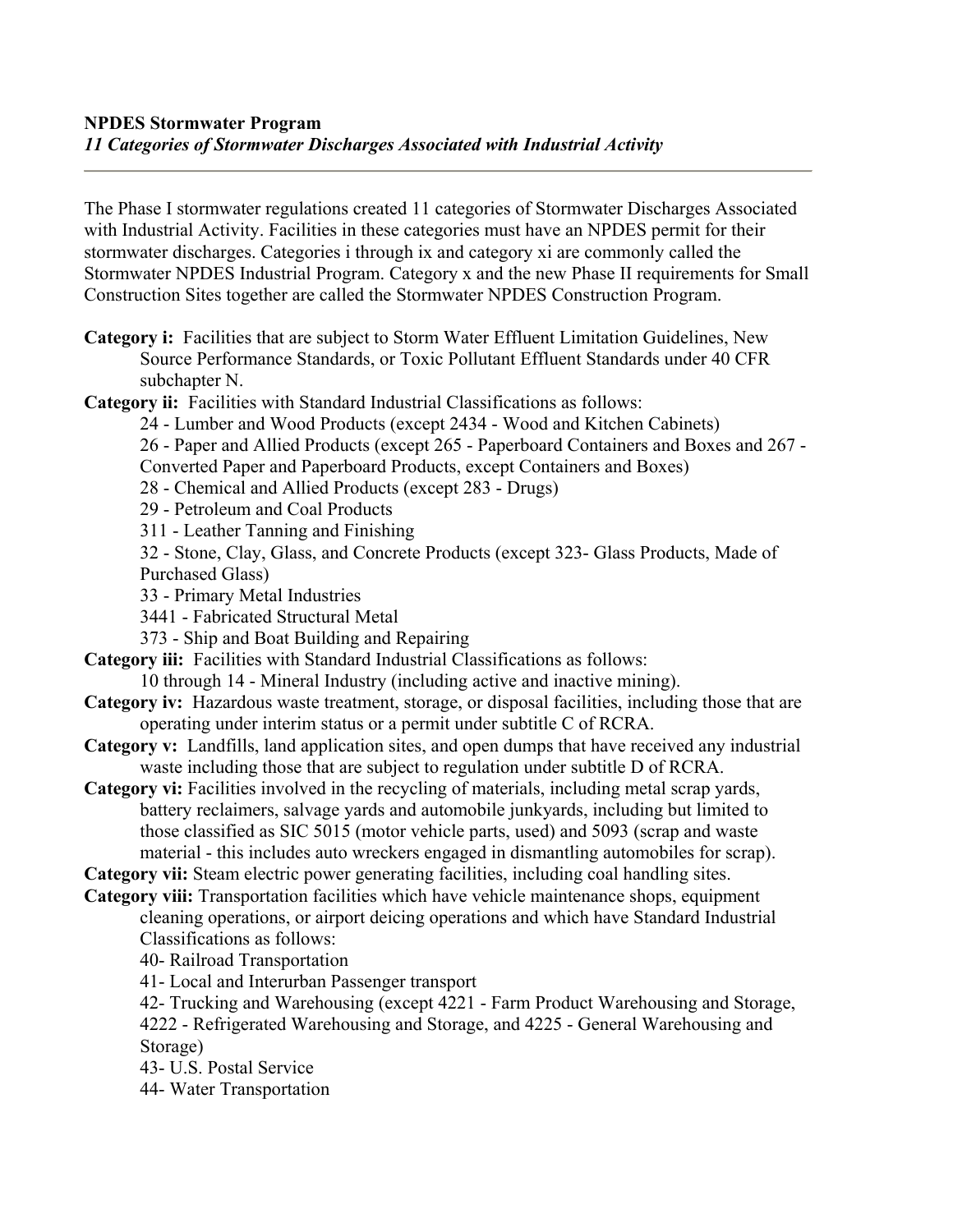**NPDES Stormwater Program**

***11 Categories of Stormwater Discharges Associated with Industrial Activity***

---

The Phase I stormwater regulations created 11 categories of Stormwater Discharges Associated with Industrial Activity. Facilities in these categories must have an NPDES permit for their stormwater discharges. Categories i through ix and category xi are commonly called the Stormwater NPDES Industrial Program. Category x and the new Phase II requirements for Small Construction Sites together are called the Stormwater NPDES Construction Program.

**Category i:** Facilities that are subject to Storm Water Effluent Limitation Guidelines, New Source Performance Standards, or Toxic Pollutant Effluent Standards under 40 CFR subchapter N.

**Category ii:** Facilities with Standard Industrial Classifications as follows:

- 24 - Lumber and Wood Products (except 2434 - Wood and Kitchen Cabinets)
- 26 - Paper and Allied Products (except 265 - Paperboard Containers and Boxes and 267 - Converted Paper and Paperboard Products, except Containers and Boxes)
- 28 - Chemical and Allied Products (except 283 - Drugs)
- 29 - Petroleum and Coal Products
- 311 - Leather Tanning and Finishing
- 32 - Stone, Clay, Glass, and Concrete Products (except 323- Glass Products, Made of Purchased Glass)
- 33 - Primary Metal Industries
- 3441 - Fabricated Structural Metal
- 373 - Ship and Boat Building and Repairing

**Category iii:** Facilities with Standard Industrial Classifications as follows:

- 10 through 14 - Mineral Industry (including active and inactive mining).

**Category iv:** Hazardous waste treatment, storage, or disposal facilities, including those that are operating under interim status or a permit under subtitle C of RCRA.

**Category v:** Landfills, land application sites, and open dumps that have received any industrial waste including those that are subject to regulation under subtitle D of RCRA.

**Category vi:** Facilities involved in the recycling of materials, including metal scrap yards, battery reclaimers, salvage yards and automobile junkyards, including but limited to those classified as SIC 5015 (motor vehicle parts, used) and 5093 (scrap and waste material - this includes auto wreckers engaged in dismantling automobiles for scrap).

**Category vii:** Steam electric power generating facilities, including coal handling sites.

**Category viii:** Transportation facilities which have vehicle maintenance shops, equipment cleaning operations, or airport deicing operations and which have Standard Industrial Classifications as follows:

- 40- Railroad Transportation
- 41- Local and Interurban Passenger transport
- 42- Trucking and Warehousing (except 4221 - Farm Product Warehousing and Storage, 4222 - Refrigerated Warehousing and Storage, and 4225 - General Warehousing and Storage)
- 43- U.S. Postal Service
- 44- Water Transportation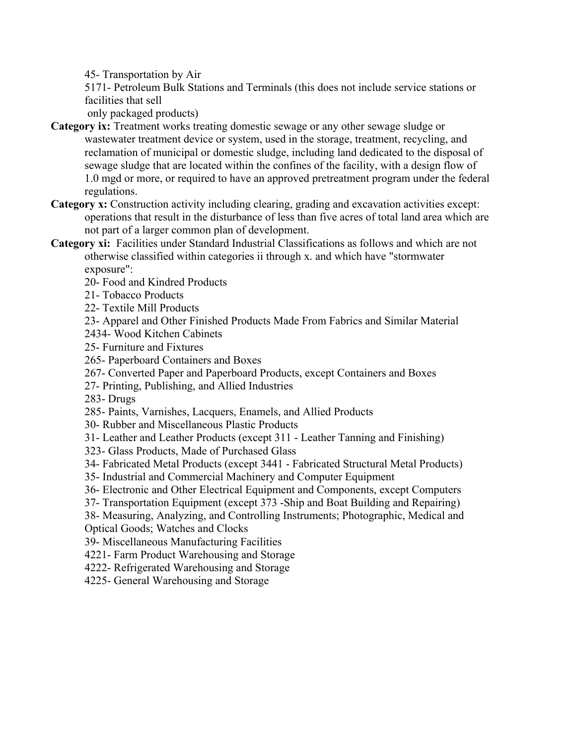45- Transportation by Air

5171- Petroleum Bulk Stations and Terminals (this does not include service stations or facilities that sell only packaged products)

**Category ix:** Treatment works treating domestic sewage or any other sewage sludge or wastewater treatment device or system, used in the storage, treatment, recycling, and reclamation of municipal or domestic sludge, including land dedicated to the disposal of sewage sludge that are located within the confines of the facility, with a design flow of 1.0 mgd or more, or required to have an approved pretreatment program under the federal regulations.

**Category x:** Construction activity including clearing, grading and excavation activities except: operations that result in the disturbance of less than five acres of total land area which are not part of a larger common plan of development.

**Category xi:** Facilities under Standard Industrial Classifications as follows and which are not otherwise classified within categories ii through x. and which have "stormwater exposure":

20- Food and Kindred Products

21- Tobacco Products

22- Textile Mill Products

23- Apparel and Other Finished Products Made From Fabrics and Similar Material

2434- Wood Kitchen Cabinets

25- Furniture and Fixtures

265- Paperboard Containers and Boxes

267- Converted Paper and Paperboard Products, except Containers and Boxes

27- Printing, Publishing, and Allied Industries

283- Drugs

285- Paints, Varnishes, Lacquers, Enamels, and Allied Products

30- Rubber and Miscellaneous Plastic Products

31- Leather and Leather Products (except 311 - Leather Tanning and Finishing)

323- Glass Products, Made of Purchased Glass

34- Fabricated Metal Products (except 3441 - Fabricated Structural Metal Products)

35- Industrial and Commercial Machinery and Computer Equipment

36- Electronic and Other Electrical Equipment and Components, except Computers

37- Transportation Equipment (except 373 -Ship and Boat Building and Repairing)

38- Measuring, Analyzing, and Controlling Instruments; Photographic, Medical and Optical Goods; Watches and Clocks

39- Miscellaneous Manufacturing Facilities

4221- Farm Product Warehousing and Storage

4222- Refrigerated Warehousing and Storage

4225- General Warehousing and Storage